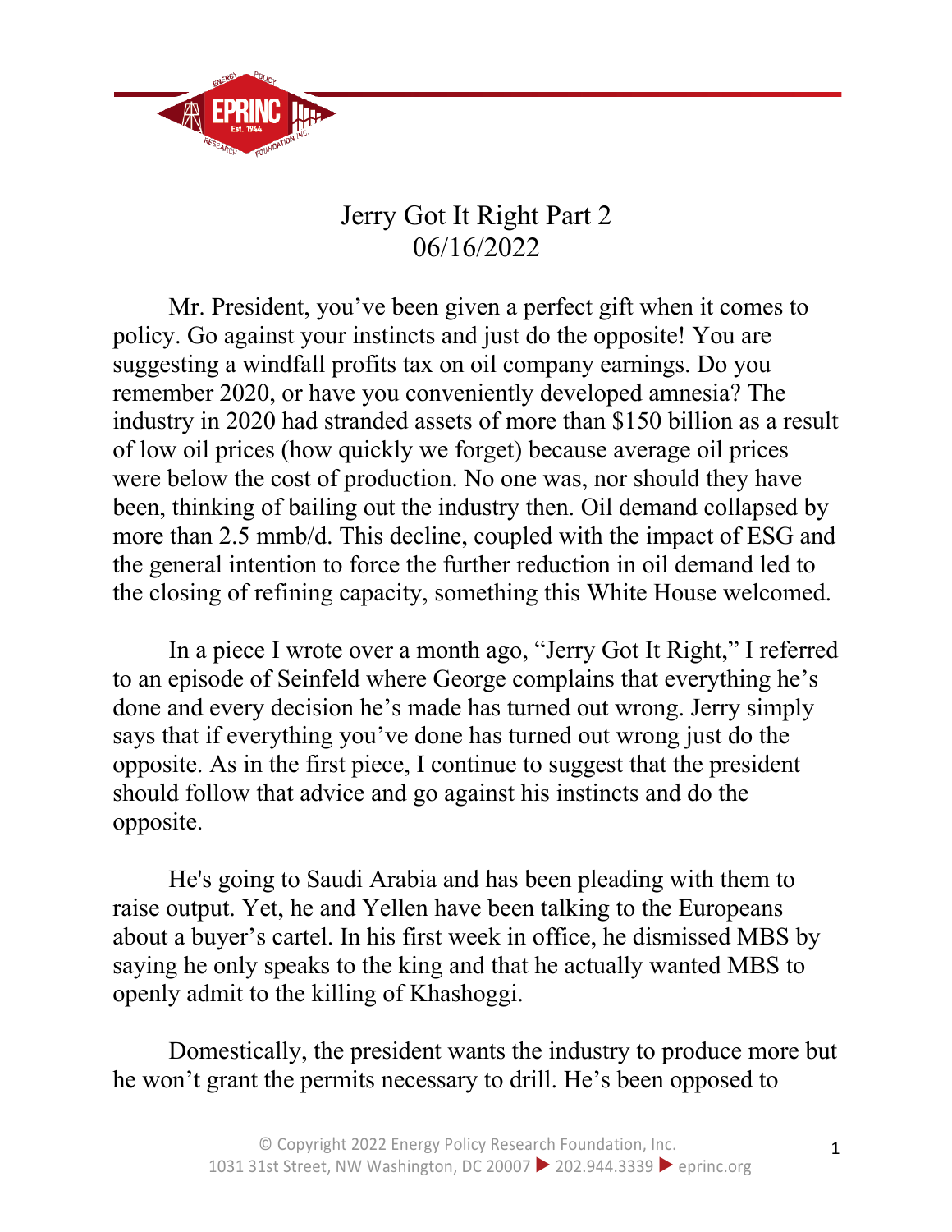# Jerry Got It Right Part 2

06/16/2022

Mr. President, you've been given a perfect gift when it comes to policy. Go against your instincts and just do the opposite! You are suggesting a windfall profits tax on oil company earnings. Do you remember 2020, or have you conveniently developed amnesia? The industry in 2020 had stranded assets of more than $150 billion as a result of low oil prices (how quickly we forget) because average oil prices were below the cost of production. No one was, nor should they have been, thinking of bailing out the industry then. Oil demand collapsed by more than 2.5 mmb/d. This decline, coupled with the impact of ESG and the general intention to force the further reduction in oil demand led to the closing of refining capacity, something this White House welcomed.

In a piece I wrote over a month ago, "Jerry Got It Right," I referred to an episode of Seinfeld where George complains that everything he's done and every decision he's made has turned out wrong. Jerry simply says that if everything you've done has turned out wrong just do the opposite. As in the first piece, I continue to suggest that the president should follow that advice and go against his instincts and do the opposite.

He's going to Saudi Arabia and has been pleading with them to raise output. Yet, he and Yellen have been talking to the Europeans about a buyer's cartel. In his first week in office, he dismissed MBS by saying he only speaks to the king and that he actually wanted MBS to openly admit to the killing of Khashoggi.

Domestically, the president wants the industry to produce more but he won't grant the permits necessary to drill. He's been opposed to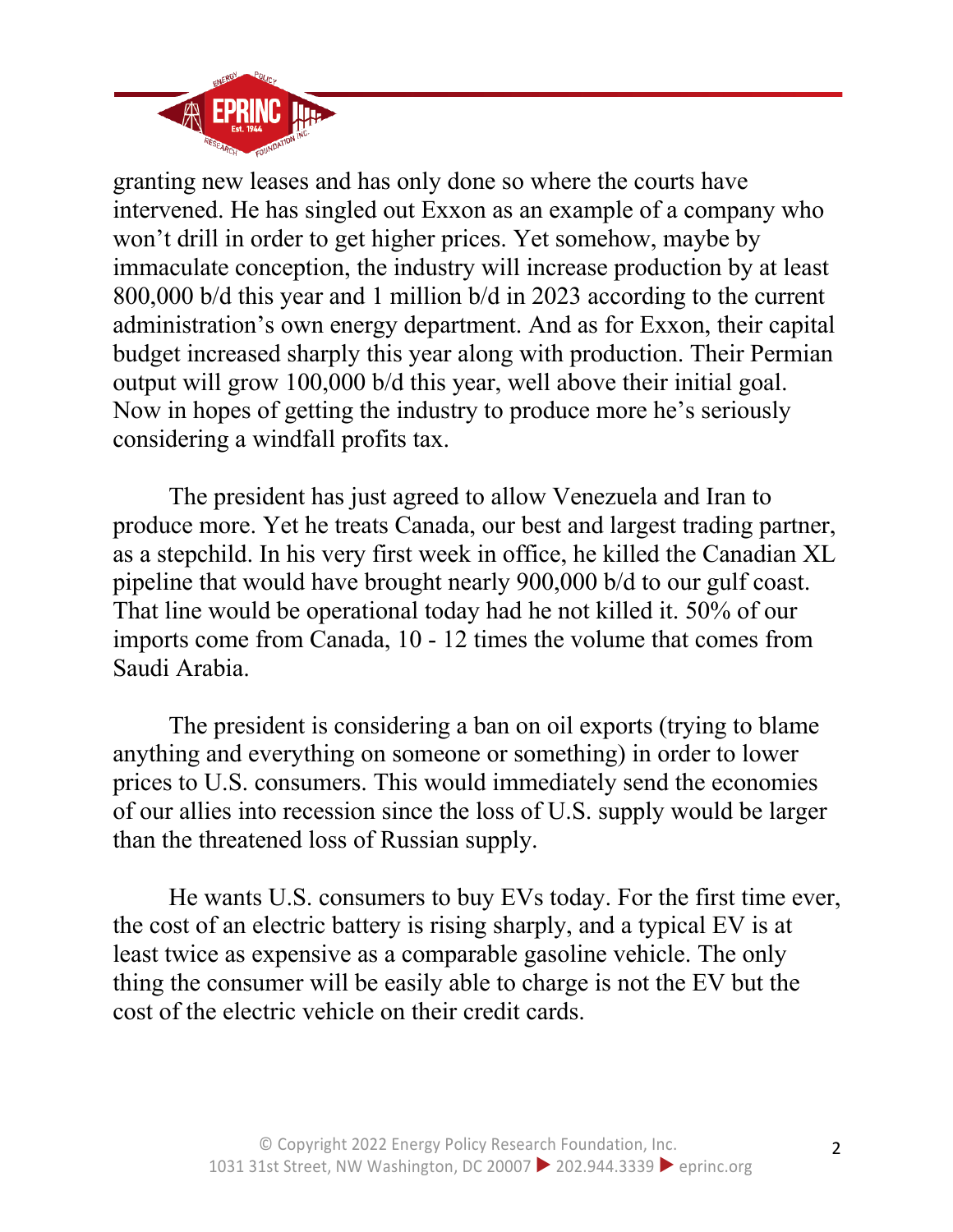granting new leases and has only done so where the courts have intervened. He has singled out Exxon as an example of a company who won't drill in order to get higher prices. Yet somehow, maybe by immaculate conception, the industry will increase production by at least 800,000 b/d this year and 1 million b/d in 2023 according to the current administration's own energy department. And as for Exxon, their capital budget increased sharply this year along with production. Their Permian output will grow 100,000 b/d this year, well above their initial goal. Now in hopes of getting the industry to produce more he's seriously considering a windfall profits tax.

The president has just agreed to allow Venezuela and Iran to produce more. Yet he treats Canada, our best and largest trading partner, as a stepchild. In his very first week in office, he killed the Canadian XL pipeline that would have brought nearly 900,000 b/d to our gulf coast. That line would be operational today had he not killed it. 50% of our imports come from Canada, 10 - 12 times the volume that comes from Saudi Arabia.

The president is considering a ban on oil exports (trying to blame anything and everything on someone or something) in order to lower prices to U.S. consumers. This would immediately send the economies of our allies into recession since the loss of U.S. supply would be larger than the threatened loss of Russian supply.

He wants U.S. consumers to buy EVs today. For the first time ever, the cost of an electric battery is rising sharply, and a typical EV is at least twice as expensive as a comparable gasoline vehicle. The only thing the consumer will be easily able to charge is not the EV but the cost of the electric vehicle on their credit cards.